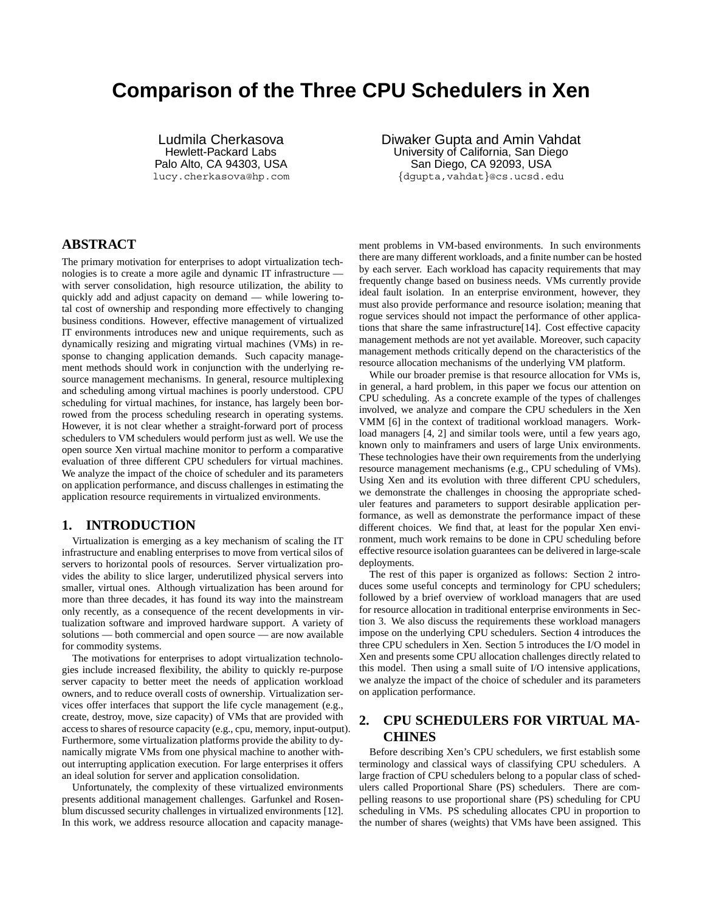# Comparison of the Three CPU Schedulers in Xen

Ludmila Cherkasova
Hewlett-Packard Labs
Palo Alto, CA 94303, USA
lucy.cherkasova@hp.com

Diwaker Gupta and Amin Vahdat
University of California, San Diego
San Diego, CA 92093, USA
{dgupta,vahdat}@cs.ucsd.edu

## ABSTRACT

The primary motivation for enterprises to adopt virtualization technologies is to create a more agile and dynamic IT infrastructure — with server consolidation, high resource utilization, the ability to quickly add and adjust capacity on demand — while lowering total cost of ownership and responding more effectively to changing business conditions. However, effective management of virtualized IT environments introduces new and unique requirements, such as dynamically resizing and migrating virtual machines (VMs) in response to changing application demands. Such capacity management methods should work in conjunction with the underlying resource management mechanisms. In general, resource multiplexing and scheduling among virtual machines is poorly understood. CPU scheduling for virtual machines, for instance, has largely been borrowed from the process scheduling research in operating systems. However, it is not clear whether a straight-forward port of process schedulers to VM schedulers would perform just as well. We use the open source Xen virtual machine monitor to perform a comparative evaluation of three different CPU schedulers for virtual machines. We analyze the impact of the choice of scheduler and its parameters on application performance, and discuss challenges in estimating the application resource requirements in virtualized environments.

## 1. INTRODUCTION

Virtualization is emerging as a key mechanism of scaling the IT infrastructure and enabling enterprises to move from vertical silos of servers to horizontal pools of resources. Server virtualization provides the ability to slice larger, underutilized physical servers into smaller, virtual ones. Although virtualization has been around for more than three decades, it has found its way into the mainstream only recently, as a consequence of the recent developments in virtualization software and improved hardware support. A variety of solutions — both commercial and open source — are now available for commodity systems.

The motivations for enterprises to adopt virtualization technologies include increased flexibility, the ability to quickly re-purpose server capacity to better meet the needs of application workload owners, and to reduce overall costs of ownership. Virtualization services offer interfaces that support the life cycle management (e.g., create, destroy, move, size capacity) of VMs that are provided with access to shares of resource capacity (e.g., cpu, memory, input-output). Furthermore, some virtualization platforms provide the ability to dynamically migrate VMs from one physical machine to another without interrupting application execution. For large enterprises it offers an ideal solution for server and application consolidation.

Unfortunately, the complexity of these virtualized environments presents additional management challenges. Garfunkel and Rosenblum discussed security challenges in virtualized environments [12]. In this work, we address resource allocation and capacity management problems in VM-based environments. In such environments there are many different workloads, and a finite number can be hosted by each server. Each workload has capacity requirements that may frequently change based on business needs. VMs currently provide ideal fault isolation. In an enterprise environment, however, they must also provide performance and resource isolation; meaning that rogue services should not impact the performance of other applications that share the same infrastructure[14]. Cost effective capacity management methods are not yet available. Moreover, such capacity management methods critically depend on the characteristics of the resource allocation mechanisms of the underlying VM platform.

While our broader premise is that resource allocation for VMs is, in general, a hard problem, in this paper we focus our attention on CPU scheduling. As a concrete example of the types of challenges involved, we analyze and compare the CPU schedulers in the Xen VMM [6] in the context of traditional workload managers. Workload managers [4, 2] and similar tools were, until a few years ago, known only to mainframers and users of large Unix environments. These technologies have their own requirements from the underlying resource management mechanisms (e.g., CPU scheduling of VMs). Using Xen and its evolution with three different CPU schedulers, we demonstrate the challenges in choosing the appropriate scheduler features and parameters to support desirable application performance, as well as demonstrate the performance impact of these different choices. We find that, at least for the popular Xen environment, much work remains to be done in CPU scheduling before effective resource isolation guarantees can be delivered in large-scale deployments.

The rest of this paper is organized as follows: Section 2 introduces some useful concepts and terminology for CPU schedulers; followed by a brief overview of workload managers that are used for resource allocation in traditional enterprise environments in Section 3. We also discuss the requirements these workload managers impose on the underlying CPU schedulers. Section 4 introduces the three CPU schedulers in Xen. Section 5 introduces the I/O model in Xen and presents some CPU allocation challenges directly related to this model. Then using a small suite of I/O intensive applications, we analyze the impact of the choice of scheduler and its parameters on application performance.

## 2. CPU SCHEDULERS FOR VIRTUAL MACHINES

Before describing Xen's CPU schedulers, we first establish some terminology and classical ways of classifying CPU schedulers. A large fraction of CPU schedulers belong to a popular class of schedulers called Proportional Share (PS) schedulers. There are compelling reasons to use proportional share (PS) scheduling for CPU scheduling in VMs. PS scheduling allocates CPU in proportion to the number of shares (weights) that VMs have been assigned. This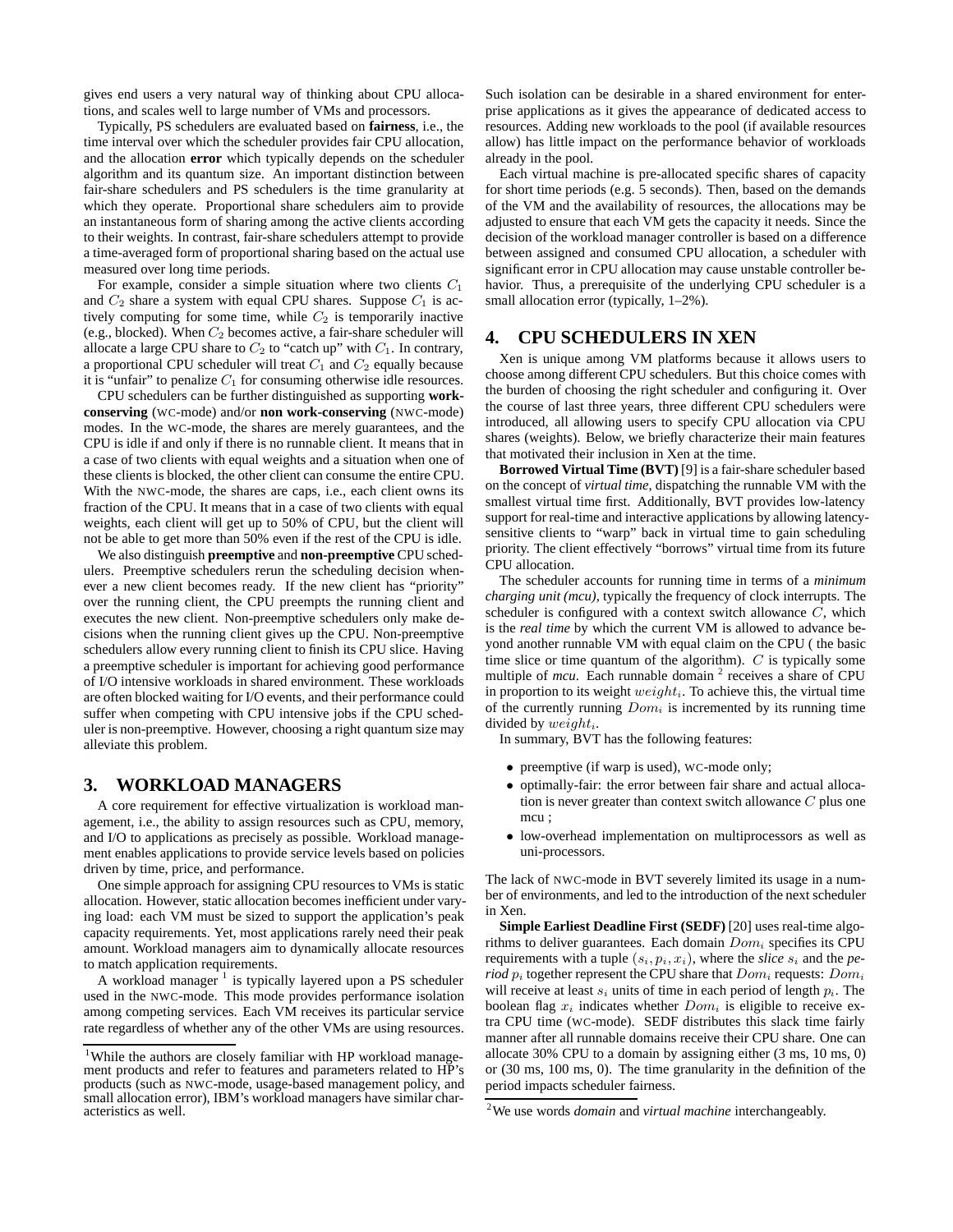gives end users a very natural way of thinking about CPU allocations, and scales well to large number of VMs and processors.

Typically, PS schedulers are evaluated based on **fairness**, i.e., the time interval over which the scheduler provides fair CPU allocation, and the allocation **error** which typically depends on the scheduler algorithm and its quantum size. An important distinction between fair-share schedulers and PS schedulers is the time granularity at which they operate. Proportional share schedulers aim to provide an instantaneous form of sharing among the active clients according to their weights. In contrast, fair-share schedulers attempt to provide a time-averaged form of proportional sharing based on the actual use measured over long time periods.

For example, consider a simple situation where two clients $C_1$ and $C_2$ share a system with equal CPU shares. Suppose $C_1$ is actively computing for some time, while $C_2$ is temporarily inactive (e.g., blocked). When $C_2$ becomes active, a fair-share scheduler will allocate a large CPU share to $C_2$ to "catch up" with $C_1$. In contrary, a proportional CPU scheduler will treat $C_1$ and $C_2$ equally because it is "unfair" to penalize $C_1$ for consuming otherwise idle resources.

CPU schedulers can be further distinguished as supporting **work-conserving** (WC-mode) and/or **non work-conserving** (NWC-mode) modes. In the WC-mode, the shares are merely guarantees, and the CPU is idle if and only if there is no runnable client. It means that in a case of two clients with equal weights and a situation when one of these clients is blocked, the other client can consume the entire CPU. With the NWC-mode, the shares are caps, i.e., each client owns its fraction of the CPU. It means that in a case of two clients with equal weights, each client will get up to 50% of CPU, but the client will not be able to get more than 50% even if the rest of the CPU is idle.

We also distinguish **preemptive** and **non-preemptive** CPU schedulers. Preemptive schedulers rerun the scheduling decision whenever a new client becomes ready. If the new client has "priority" over the running client, the CPU preempts the running client and executes the new client. Non-preemptive schedulers only make decisions when the running client gives up the CPU. Non-preemptive schedulers allow every running client to finish its CPU slice. Having a preemptive scheduler is important for achieving good performance of I/O intensive workloads in shared environment. These workloads are often blocked waiting for I/O events, and their performance could suffer when competing with CPU intensive jobs if the CPU scheduler is non-preemptive. However, choosing a right quantum size may alleviate this problem.

## 3. WORKLOAD MANAGERS

A core requirement for effective virtualization is workload management, i.e., the ability to assign resources such as CPU, memory, and I/O to applications as precisely as possible. Workload management enables applications to provide service levels based on policies driven by time, price, and performance.

One simple approach for assigning CPU resources to VMs is static allocation. However, static allocation becomes inefficient under varying load: each VM must be sized to support the application's peak capacity requirements. Yet, most applications rarely need their peak amount. Workload managers aim to dynamically allocate resources to match application requirements.

A workload manager [1] is typically layered upon a PS scheduler used in the NWC-mode. This mode provides performance isolation among competing services. Each VM receives its particular service rate regardless of whether any of the other VMs are using resources. Such isolation can be desirable in a shared environment for enterprise applications as it gives the appearance of dedicated access to resources. Adding new workloads to the pool (if available resources allow) has little impact on the performance behavior of workloads already in the pool.

Each virtual machine is pre-allocated specific shares of capacity for short time periods (e.g. 5 seconds). Then, based on the demands of the VM and the availability of resources, the allocations may be adjusted to ensure that each VM gets the capacity it needs. Since the decision of the workload manager controller is based on a difference between assigned and consumed CPU allocation, a scheduler with significant error in CPU allocation may cause unstable controller behavior. Thus, a prerequisite of the underlying CPU scheduler is a small allocation error (typically, 1–2%).

## 4. CPU SCHEDULERS IN XEN

Xen is unique among VM platforms because it allows users to choose among different CPU schedulers. But this choice comes with the burden of choosing the right scheduler and configuring it. Over the course of last three years, three different CPU schedulers were introduced, all allowing users to specify CPU allocation via CPU shares (weights). Below, we briefly characterize their main features that motivated their inclusion in Xen at the time.

**Borrowed Virtual Time (BVT)** [9] is a fair-share scheduler based on the concept of *virtual time*, dispatching the runnable VM with the smallest virtual time first. Additionally, BVT provides low-latency support for real-time and interactive applications by allowing latency-sensitive clients to "warp" back in virtual time to gain scheduling priority. The client effectively "borrows" virtual time from its future CPU allocation.

The scheduler accounts for running time in terms of a *minimum charging unit (mcu)*, typically the frequency of clock interrupts. The scheduler is configured with a context switch allowance $C$, which is the *real time* by which the current VM is allowed to advance beyond another runnable VM with equal claim on the CPU ( the basic time slice or time quantum of the algorithm). $C$ is typically some multiple of *mcu*. Each runnable domain [2] receives a share of CPU in proportion to its weight $weight_i$. To achieve this, the virtual time of the currently running $Dom_i$ is incremented by its running time divided by $weight_i$.

In summary, BVT has the following features:

- preemptive (if warp is used), WC-mode only;
- optimally-fair: the error between fair share and actual allocation is never greater than context switch allowance $C$ plus one mcu ;
- low-overhead implementation on multiprocessors as well as uni-processors.

The lack of NWC-mode in BVT severely limited its usage in a number of environments, and led to the introduction of the next scheduler in Xen.

**Simple Earliest Deadline First (SEDF)** [20] uses real-time algorithms to deliver guarantees. Each domain $Dom_i$ specifies its CPU requirements with a tuple $(s_i, p_i, x_i)$, where the *slice* $s_i$ and the *period* $p_i$ together represent the CPU share that $Dom_i$ requests: $Dom_i$ will receive at least $s_i$ units of time in each period of length $p_i$. The boolean flag $x_i$ indicates whether $Dom_i$ is eligible to receive extra CPU time (WC-mode). SEDF distributes this slack time fairly manner after all runnable domains receive their CPU share. One can allocate 30% CPU to a domain by assigning either (3 ms, 10 ms, 0) or (30 ms, 100 ms, 0). The time granularity in the definition of the period impacts scheduler fairness.

[1] While the authors are closely familiar with HP workload management products and refer to features and parameters related to HP's products (such as NWC-mode, usage-based management policy, and small allocation error), IBM's workload managers have similar characteristics as well.

[2] We use words *domain* and *virtual machine* interchangeably.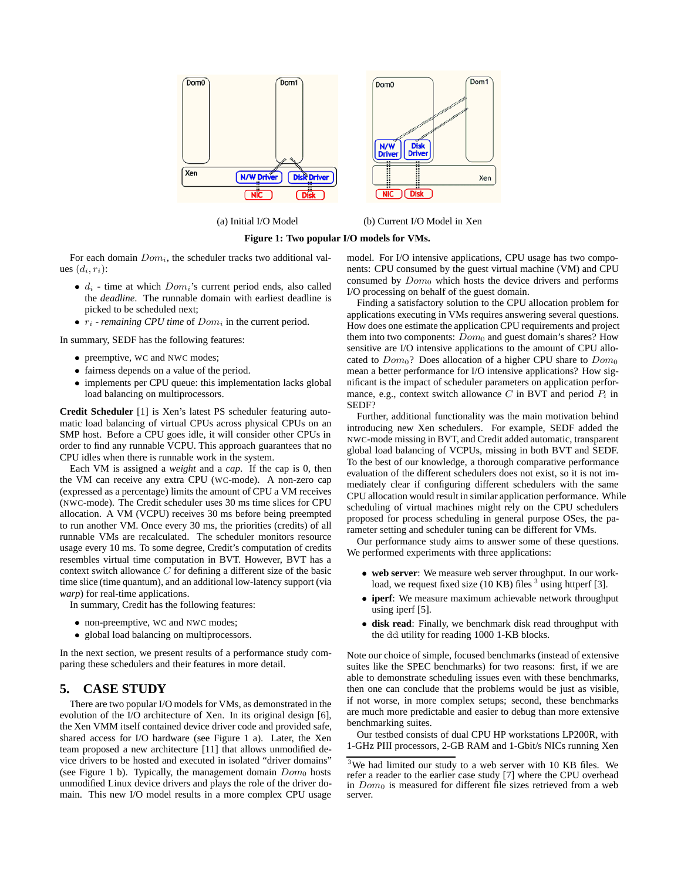(a) Initial I/O Model

(b) Current I/O Model in Xen

**Figure 1: Two popular I/O models for VMs.**

For each domain $Dom_i$, the scheduler tracks two additional values $(d_i, r_i)$:

- $d_i$ - time at which $Dom_i$'s current period ends, also called the *deadline*. The runnable domain with earliest deadline is picked to be scheduled next;
- $r_i$ - *remaining CPU time* of $Dom_i$ in the current period.

In summary, SEDF has the following features:

- preemptive, WC and NWC modes;
- fairness depends on a value of the period.
- implements per CPU queue: this implementation lacks global load balancing on multiprocessors.

**Credit Scheduler** [1] is Xen's latest PS scheduler featuring automatic load balancing of virtual CPUs across physical CPUs on an SMP host. Before a CPU goes idle, it will consider other CPUs in order to find any runnable VCPU. This approach guarantees that no CPU idles when there is runnable work in the system.

Each VM is assigned a *weight* and a *cap*. If the cap is 0, then the VM can receive any extra CPU (WC-mode). A non-zero cap (expressed as a percentage) limits the amount of CPU a VM receives (NWC-mode). The Credit scheduler uses 30 ms time slices for CPU allocation. A VM (VCPU) receives 30 ms before being preempted to run another VM. Once every 30 ms, the priorities (credits) of all runnable VMs are recalculated. The scheduler monitors resource usage every 10 ms. To some degree, Credit's computation of credits resembles virtual time computation in BVT. However, BVT has a context switch allowance $C$ for defining a different size of the basic time slice (time quantum), and an additional low-latency support (via *warp*) for real-time applications.

In summary, Credit has the following features:

- non-preemptive, WC and NWC modes;
- global load balancing on multiprocessors.

In the next section, we present results of a performance study comparing these schedulers and their features in more detail.

## 5. CASE STUDY

There are two popular I/O models for VMs, as demonstrated in the evolution of the I/O architecture of Xen. In its original design [6], the Xen VMM itself contained device driver code and provided safe, shared access for I/O hardware (see Figure 1 a). Later, the Xen team proposed a new architecture [11] that allows unmodified device drivers to be hosted and executed in isolated "driver domains" (see Figure 1 b). Typically, the management domain $Dom_0$ hosts unmodified Linux device drivers and plays the role of the driver domain. This new I/O model results in a more complex CPU usage model. For I/O intensive applications, CPU usage has two components: CPU consumed by the guest virtual machine (VM) and CPU consumed by $Dom_0$ which hosts the device drivers and performs I/O processing on behalf of the guest domain.

Finding a satisfactory solution to the CPU allocation problem for applications executing in VMs requires answering several questions. How does one estimate the application CPU requirements and project them into two components: $Dom_0$ and guest domain's shares? How sensitive are I/O intensive applications to the amount of CPU allocated to $Dom_0$? Does allocation of a higher CPU share to $Dom_0$ mean a better performance for I/O intensive applications? How significant is the impact of scheduler parameters on application performance, e.g., context switch allowance $C$ in BVT and period $P_i$ in SEDF?

Further, additional functionality was the main motivation behind introducing new Xen schedulers. For example, SEDF added the NWC-mode missing in BVT, and Credit added automatic, transparent global load balancing of VCPUs, missing in both BVT and SEDF. To the best of our knowledge, a thorough comparative performance evaluation of the different schedulers does not exist, so it is not immediately clear if configuring different schedulers with the same CPU allocation would result in similar application performance. While scheduling of virtual machines might rely on the CPU schedulers proposed for process scheduling in general purpose OSes, the parameter setting and scheduler tuning can be different for VMs.

Our performance study aims to answer some of these questions. We performed experiments with three applications:

- **web server**: We measure web server throughput. In our workload, we request fixed size (10 KB) files [3] using httperf [3].
- **iperf**: We measure maximum achievable network throughput using iperf [5].
- **disk read**: Finally, we benchmark disk read throughput with the `dd` utility for reading 1000 1-KB blocks.

Note our choice of simple, focused benchmarks (instead of extensive suites like the SPEC benchmarks) for two reasons: first, if we are able to demonstrate scheduling issues even with these benchmarks, then one can conclude that the problems would be just as visible, if not worse, in more complex setups; second, these benchmarks are much more predictable and easier to debug than more extensive benchmarking suites.

Our testbed consists of dual CPU HP workstations LP200R, with 1-GHz PIII processors, 2-GB RAM and 1-Gbit/s NICs running Xen

[3] We had limited our study to a web server with 10 KB files. We refer a reader to the earlier case study [7] where the CPU overhead in $Dom_0$ is measured for different file sizes retrieved from a web server.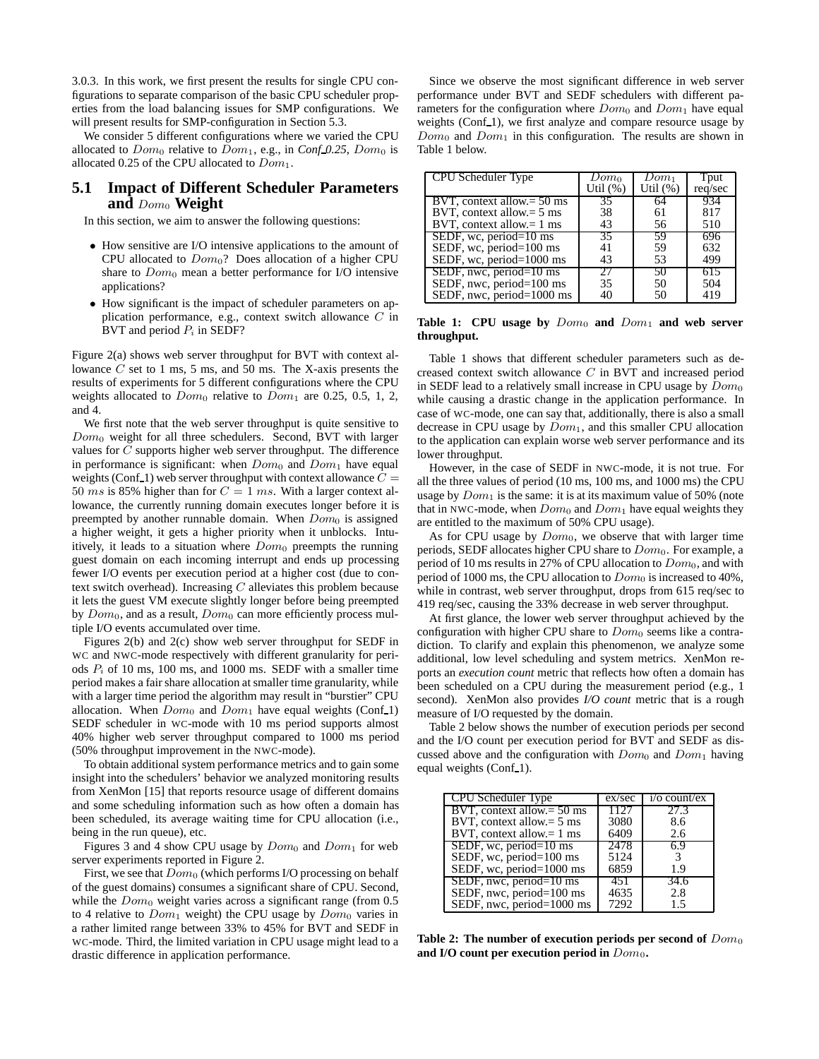3.0.3. In this work, we first present the results for single CPU configurations to separate comparison of the basic CPU scheduler properties from the load balancing issues for SMP configurations. We will present results for SMP-configuration in Section 5.3.

We consider 5 different configurations where we varied the CPU allocated to $Dom_0$ relative to $Dom_1$, e.g., in *Conf_0.25*, $Dom_0$ is allocated 0.25 of the CPU allocated to $Dom_1$.

## 5.1 Impact of Different Scheduler Parameters and $Dom_0$ Weight

In this section, we aim to answer the following questions:

- How sensitive are I/O intensive applications to the amount of CPU allocated to $Dom_0$? Does allocation of a higher CPU share to $Dom_0$ mean a better performance for I/O intensive applications?
- How significant is the impact of scheduler parameters on application performance, e.g., context switch allowance $C$ in BVT and period $P_i$ in SEDF?

Figure 2(a) shows web server throughput for BVT with context allowance $C$ set to 1 ms, 5 ms, and 50 ms. The X-axis presents the results of experiments for 5 different configurations where the CPU weights allocated to $Dom_0$ relative to $Dom_1$ are 0.25, 0.5, 1, 2, and 4.

We first note that the web server throughput is quite sensitive to $Dom_0$ weight for all three schedulers. Second, BVT with larger values for $C$ supports higher web server throughput. The difference in performance is significant: when $Dom_0$ and $Dom_1$ have equal weights (Conf_1) web server throughput with context allowance $C = 50\ ms$ is 85% higher than for $C = 1\ ms$. With a larger context allowance, the currently running domain executes longer before it is preempted by another runnable domain. When $Dom_0$ is assigned a higher weight, it gets a higher priority when it unblocks. Intuitively, it leads to a situation where $Dom_0$ preempts the running guest domain on each incoming interrupt and ends up processing fewer I/O events per execution period at a higher cost (due to context switch overhead). Increasing $C$ alleviates this problem because it lets the guest VM execute slightly longer before being preempted by $Dom_0$, and as a result, $Dom_0$ can more efficiently process multiple I/O events accumulated over time.

Figures 2(b) and 2(c) show web server throughput for SEDF in WC and NWC-mode respectively with different granularity for periods $P_i$ of 10 ms, 100 ms, and 1000 ms. SEDF with a smaller time period makes a fair share allocation at smaller time granularity, while with a larger time period the algorithm may result in "burstier" CPU allocation. When $Dom_0$ and $Dom_1$ have equal weights (Conf_1) SEDF scheduler in WC-mode with 10 ms period supports almost 40% higher web server throughput compared to 1000 ms period (50% throughput improvement in the NWC-mode).

To obtain additional system performance metrics and to gain some insight into the schedulers' behavior we analyzed monitoring results from XenMon [15] that reports resource usage of different domains and some scheduling information such as how often a domain has been scheduled, its average waiting time for CPU allocation (i.e., being in the run queue), etc.

Figures 3 and 4 show CPU usage by $Dom_0$ and $Dom_1$ for web server experiments reported in Figure 2.

First, we see that $Dom_0$ (which performs I/O processing on behalf of the guest domains) consumes a significant share of CPU. Second, while the $Dom_0$ weight varies across a significant range (from 0.5 to 4 relative to $Dom_1$ weight) the CPU usage by $Dom_0$ varies in a rather limited range between 33% to 45% for BVT and SEDF in WC-mode. Third, the limited variation in CPU usage might lead to a drastic difference in application performance.

Since we observe the most significant difference in web server performance under BVT and SEDF schedulers with different parameters for the configuration where $Dom_0$ and $Dom_1$ have equal weights (Conf_1), we first analyze and compare resource usage by $Dom_0$ and $Dom_1$ in this configuration. The results are shown in Table 1 below.

| CPU Scheduler Type | $Dom_0$ Util (%) | $Dom_1$ Util (%) | Tput req/sec |
|---|---|---|---|
| BVT, context allow.= 50 ms | 35 | 64 | 934 |
| BVT, context allow.= 5 ms | 38 | 61 | 817 |
| BVT, context allow.= 1 ms | 43 | 56 | 510 |
| SEDF, wc, period=10 ms | 35 | 59 | 696 |
| SEDF, wc, period=100 ms | 41 | 59 | 632 |
| SEDF, wc, period=1000 ms | 43 | 53 | 499 |
| SEDF, nwc, period=10 ms | 27 | 50 | 615 |
| SEDF, nwc, period=100 ms | 35 | 50 | 504 |
| SEDF, nwc, period=1000 ms | 40 | 50 | 419 |

**Table 1: CPU usage by $Dom_0$ and $Dom_1$ and web server throughput.**

Table 1 shows that different scheduler parameters such as decreased context switch allowance $C$ in BVT and increased period in SEDF lead to a relatively small increase in CPU usage by $Dom_0$ while causing a drastic change in the application performance. In case of WC-mode, one can say that, additionally, there is also a small decrease in CPU usage by $Dom_1$, and this smaller CPU allocation to the application can explain worse web server performance and its lower throughput.

However, in the case of SEDF in NWC-mode, it is not true. For all the three values of period (10 ms, 100 ms, and 1000 ms) the CPU usage by $Dom_1$ is the same: it is at its maximum value of 50% (note that in NWC-mode, when $Dom_0$ and $Dom_1$ have equal weights they are entitled to the maximum of 50% CPU usage).

As for CPU usage by $Dom_0$, we observe that with larger time periods, SEDF allocates higher CPU share to $Dom_0$. For example, a period of 10 ms results in 27% of CPU allocation to $Dom_0$, and with period of 1000 ms, the CPU allocation to $Dom_0$ is increased to 40%, while in contrast, web server throughput, drops from 615 req/sec to 419 req/sec, causing the 33% decrease in web server throughput.

At first glance, the lower web server throughput achieved by the configuration with higher CPU share to $Dom_0$ seems like a contradiction. To clarify and explain this phenomenon, we analyze some additional, low level scheduling and system metrics. XenMon reports an *execution count* metric that reflects how often a domain has been scheduled on a CPU during the measurement period (e.g., 1 second). XenMon also provides *I/O count* metric that is a rough measure of I/O requested by the domain.

Table 2 below shows the number of execution periods per second and the I/O count per execution period for BVT and SEDF as discussed above and the configuration with $Dom_0$ and $Dom_1$ having equal weights (Conf_1).

| CPU Scheduler Type | ex/sec | i/o count/ex |
|---|---|---|
| BVT, context allow.= 50 ms | 1127 | 27.3 |
| BVT, context allow.= 5 ms | 3080 | 8.6 |
| BVT, context allow.= 1 ms | 6409 | 2.6 |
| SEDF, wc, period=10 ms | 2478 | 6.9 |
| SEDF, wc, period=100 ms | 5124 | 3 |
| SEDF, wc, period=1000 ms | 6859 | 1.9 |
| SEDF, nwc, period=10 ms | 451 | 34.6 |
| SEDF, nwc, period=100 ms | 4635 | 2.8 |
| SEDF, nwc, period=1000 ms | 7292 | 1.5 |

**Table 2: The number of execution periods per second of $Dom_0$ and I/O count per execution period in $Dom_0$.**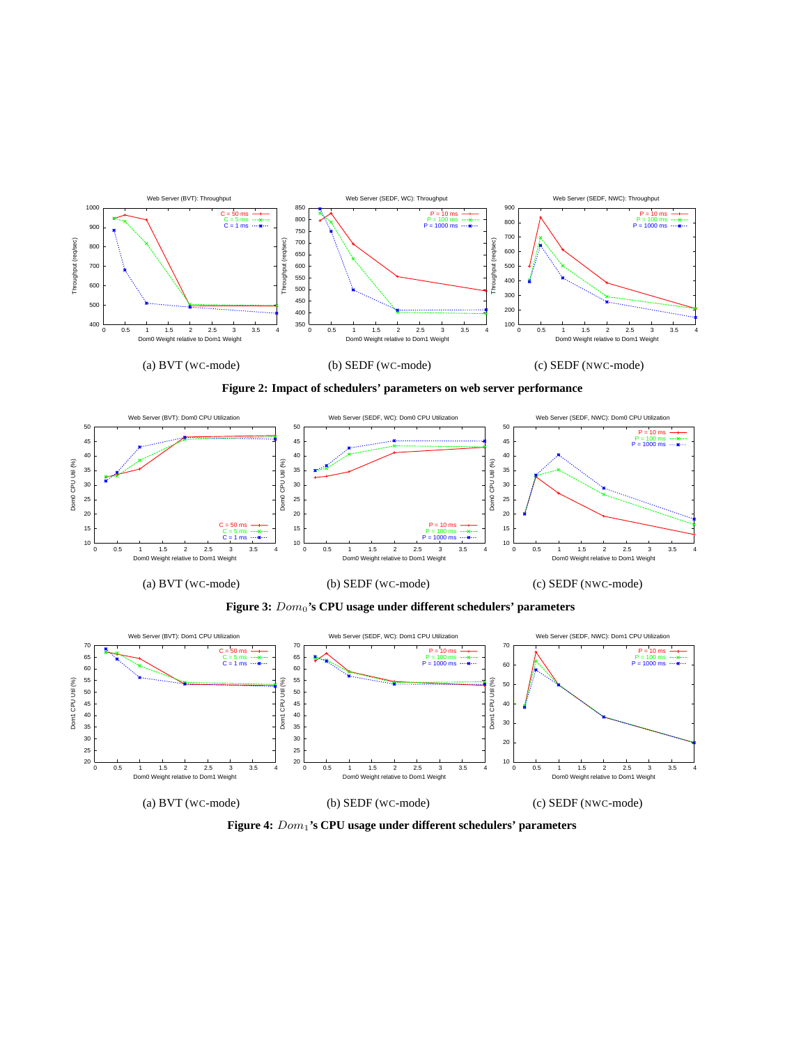(a) BVT (WC-mode)

(b) SEDF (WC-mode)

(c) SEDF (NWC-mode)

**Figure 2: Impact of schedulers' parameters on web server performance**

(a) BVT (WC-mode)

(b) SEDF (WC-mode)

(c) SEDF (NWC-mode)

**Figure 3: $Dom_0$'s CPU usage under different schedulers' parameters**

(a) BVT (WC-mode)

(b) SEDF (WC-mode)

(c) SEDF (NWC-mode)

**Figure 4: $Dom_1$'s CPU usage under different schedulers' parameters**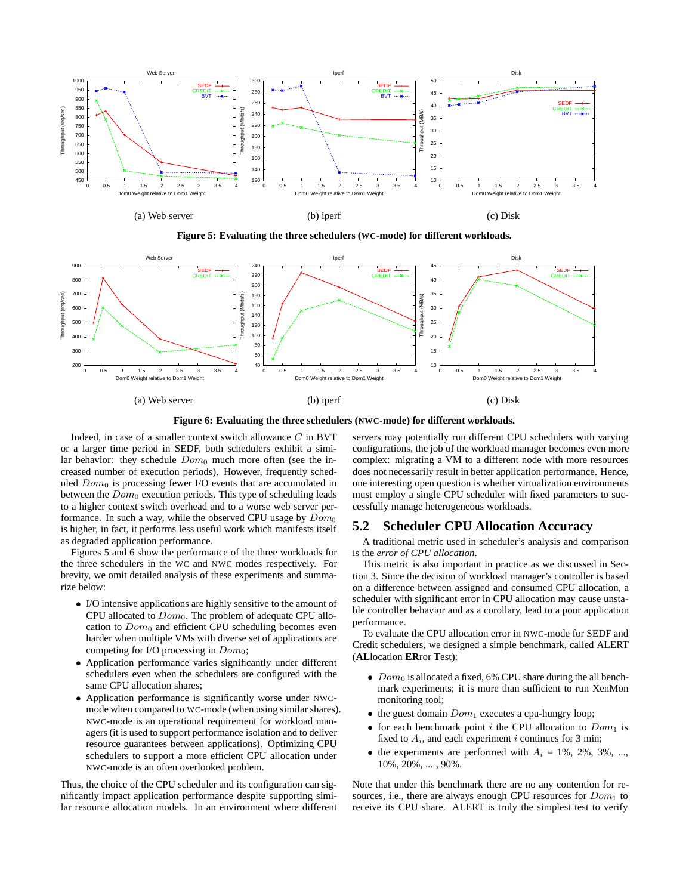(a) Web server

(b) iperf

(c) Disk

**Figure 5: Evaluating the three schedulers (WC-mode) for different workloads.**

(a) Web server

(b) iperf

(c) Disk

**Figure 6: Evaluating the three schedulers (NWC-mode) for different workloads.**

Indeed, in case of a smaller context switch allowance $C$ in BVT or a larger time period in SEDF, both schedulers exhibit a similar behavior: they schedule $Dom_0$ much more often (see the increased number of execution periods). However, frequently scheduled $Dom_0$ is processing fewer I/O events that are accumulated in between the $Dom_0$ execution periods. This type of scheduling leads to a higher context switch overhead and to a worse web server performance. In such a way, while the observed CPU usage by $Dom_0$ is higher, in fact, it performs less useful work which manifests itself as degraded application performance.

Figures 5 and 6 show the performance of the three workloads for the three schedulers in the WC and NWC modes respectively. For brevity, we omit detailed analysis of these experiments and summarize below:

- I/O intensive applications are highly sensitive to the amount of CPU allocated to $Dom_0$. The problem of adequate CPU allocation to $Dom_0$ and efficient CPU scheduling becomes even harder when multiple VMs with diverse set of applications are competing for I/O processing in $Dom_0$;
- Application performance varies significantly under different schedulers even when the schedulers are configured with the same CPU allocation shares;
- Application performance is significantly worse under NWC-mode when compared to WC-mode (when using similar shares). NWC-mode is an operational requirement for workload managers (it is used to support performance isolation and to deliver resource guarantees between applications). Optimizing CPU schedulers to support a more efficient CPU allocation under NWC-mode is an often overlooked problem.

Thus, the choice of the CPU scheduler and its configuration can significantly impact application performance despite supporting similar resource allocation models. In an environment where different servers may potentially run different CPU schedulers with varying configurations, the job of the workload manager becomes even more complex: migrating a VM to a different node with more resources does not necessarily result in better application performance. Hence, one interesting open question is whether virtualization environments must employ a single CPU scheduler with fixed parameters to successfully manage heterogeneous workloads.

## 5.2 Scheduler CPU Allocation Accuracy

A traditional metric used in scheduler's analysis and comparison is the *error of CPU allocation*.

This metric is also important in practice as we discussed in Section 3. Since the decision of workload manager's controller is based on a difference between assigned and consumed CPU allocation, a scheduler with significant error in CPU allocation may cause unstable controller behavior and as a corollary, lead to a poor application performance.

To evaluate the CPU allocation error in NWC-mode for SEDF and Credit schedulers, we designed a simple benchmark, called ALERT (**AL**location **ER**ror **T**est):

- $Dom_0$ is allocated a fixed, 6% CPU share during the all benchmark experiments; it is more than sufficient to run XenMon monitoring tool;
- the guest domain $Dom_1$ executes a cpu-hungry loop;
- for each benchmark point $i$ the CPU allocation to $Dom_1$ is fixed to $A_i$, and each experiment $i$ continues for 3 min;
- the experiments are performed with $A_i$ = 1%, 2%, 3%, ..., 10%, 20%, ... , 90%.

Note that under this benchmark there are no any contention for resources, i.e., there are always enough CPU resources for $Dom_1$ to receive its CPU share. ALERT is truly the simplest test to verify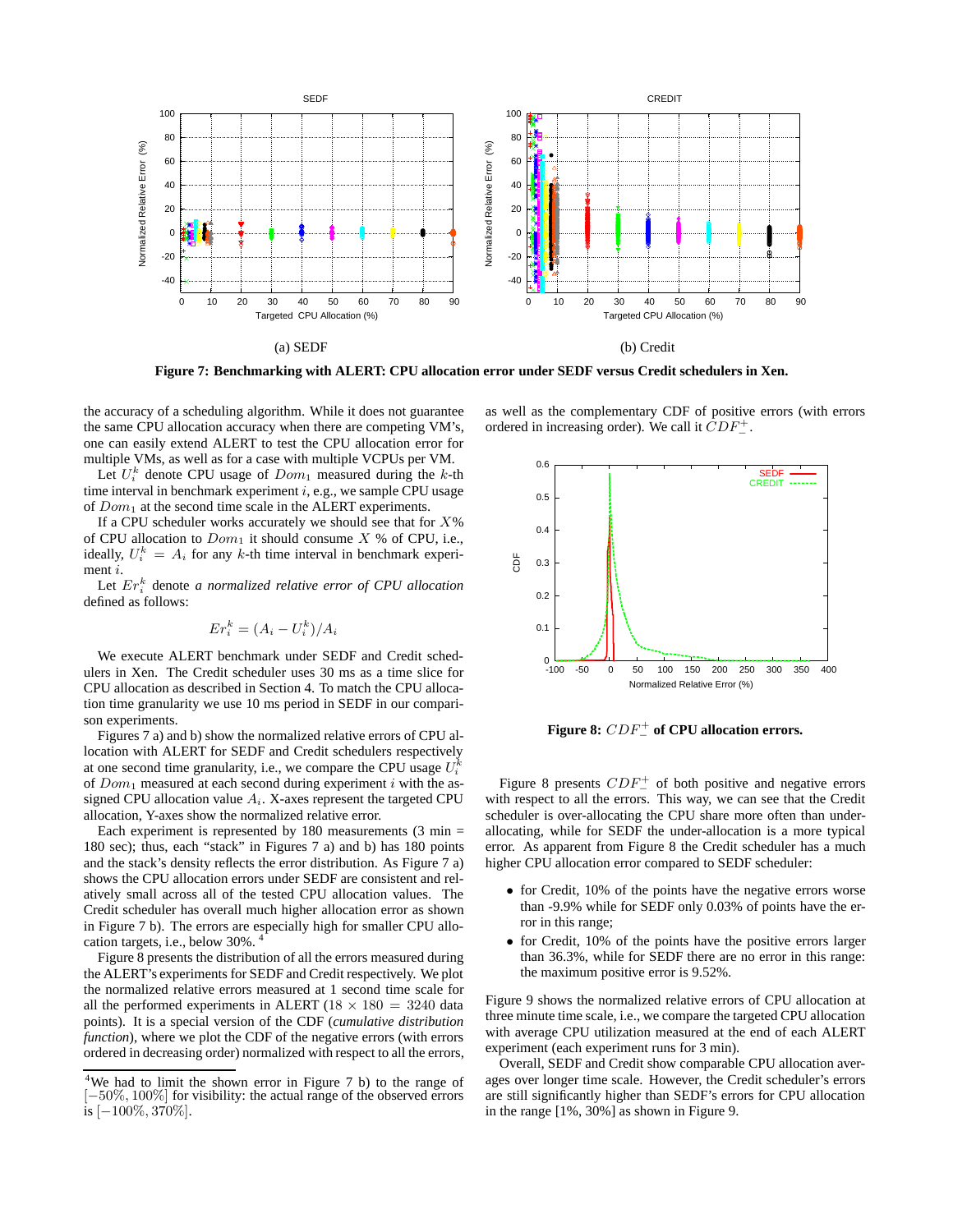(a) SEDF

(b) Credit

**Figure 7: Benchmarking with ALERT: CPU allocation error under SEDF versus Credit schedulers in Xen.**

the accuracy of a scheduling algorithm. While it does not guarantee the same CPU allocation accuracy when there are competing VM's, one can easily extend ALERT to test the CPU allocation error for multiple VMs, as well as for a case with multiple VCPUs per VM.

Let $U_i^k$ denote CPU usage of $Dom_1$ measured during the $k$-th time interval in benchmark experiment $i$, e.g., we sample CPU usage of $Dom_1$ at the second time scale in the ALERT experiments.

If a CPU scheduler works accurately we should see that for $X\%$ of CPU allocation to $Dom_1$ it should consume $X$ % of CPU, i.e., ideally, $U_i^k = A_i$ for any $k$-th time interval in benchmark experiment $i$.

Let $Er_i^k$ denote *a normalized relative error of CPU allocation* defined as follows:

$$Er_i^k = (A_i - U_i^k)/A_i$$

We execute ALERT benchmark under SEDF and Credit schedulers in Xen. The Credit scheduler uses 30 ms as a time slice for CPU allocation as described in Section 4. To match the CPU allocation time granularity we use 10 ms period in SEDF in our comparison experiments.

Figures 7 a) and b) show the normalized relative errors of CPU allocation with ALERT for SEDF and Credit schedulers respectively at one second time granularity, i.e., we compare the CPU usage $U_i^k$ of $Dom_1$ measured at each second during experiment $i$ with the assigned CPU allocation value $A_i$. X-axes represent the targeted CPU allocation, Y-axes show the normalized relative error.

Each experiment is represented by 180 measurements (3 min = 180 sec); thus, each "stack" in Figures 7 a) and b) has 180 points and the stack's density reflects the error distribution. As Figure 7 a) shows the CPU allocation errors under SEDF are consistent and relatively small across all of the tested CPU allocation values. The Credit scheduler has overall much higher allocation error as shown in Figure 7 b). The errors are especially high for smaller CPU allocation targets, i.e., below 30%. [4]

Figure 8 presents the distribution of all the errors measured during the ALERT's experiments for SEDF and Credit respectively. We plot the normalized relative errors measured at 1 second time scale for all the performed experiments in ALERT ($18 \times 180 = 3240$ data points). It is a special version of the CDF (*cumulative distribution function*), where we plot the CDF of the negative errors (with errors ordered in decreasing order) normalized with respect to all the errors, as well as the complementary CDF of positive errors (with errors ordered in increasing order). We call it $CDF_-^+$.

**Figure 8:** $CDF_-^+$ **of CPU allocation errors.**

Figure 8 presents $CDF_-^+$ of both positive and negative errors with respect to all the errors. This way, we can see that the Credit scheduler is over-allocating the CPU share more often than under-allocating, while for SEDF the under-allocation is a more typical error. As apparent from Figure 8 the Credit scheduler has a much higher CPU allocation error compared to SEDF scheduler:

- for Credit, 10% of the points have the negative errors worse than -9.9% while for SEDF only 0.03% of points have the error in this range;
- for Credit, 10% of the points have the positive errors larger than 36.3%, while for SEDF there are no error in this range: the maximum positive error is 9.52%.

Figure 9 shows the normalized relative errors of CPU allocation at three minute time scale, i.e., we compare the targeted CPU allocation with average CPU utilization measured at the end of each ALERT experiment (each experiment runs for 3 min).

Overall, SEDF and Credit show comparable CPU allocation averages over longer time scale. However, the Credit scheduler's errors are still significantly higher than SEDF's errors for CPU allocation in the range [1%, 30%] as shown in Figure 9.

[4] We had to limit the shown error in Figure 7 b) to the range of $[-50\%, 100\%]$ for visibility: the actual range of the observed errors is $[-100\%, 370\%]$.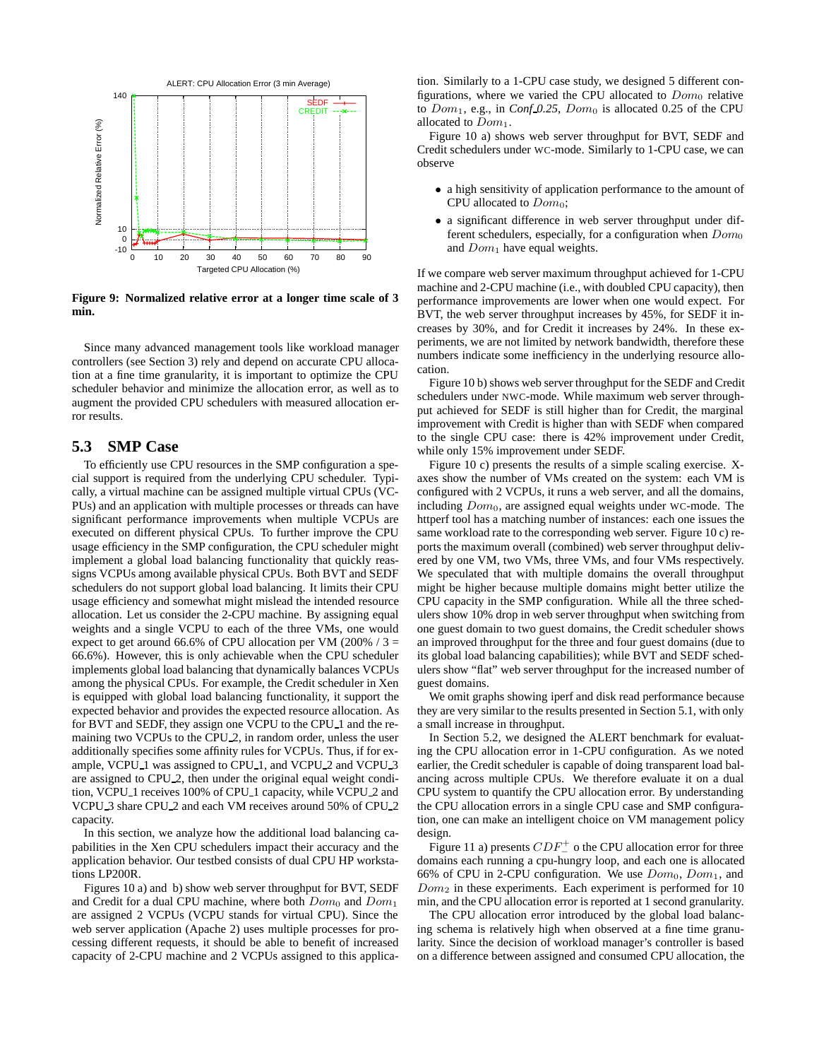**Figure 9: Normalized relative error at a longer time scale of 3 min.**

Since many advanced management tools like workload manager controllers (see Section 3) rely and depend on accurate CPU allocation at a fine time granularity, it is important to optimize the CPU scheduler behavior and minimize the allocation error, as well as to augment the provided CPU schedulers with measured allocation error results.

## 5.3 SMP Case

To efficiently use CPU resources in the SMP configuration a special support is required from the underlying CPU scheduler. Typically, a virtual machine can be assigned multiple virtual CPUs (VCPUs) and an application with multiple processes or threads can have significant performance improvements when multiple VCPUs are executed on different physical CPUs. To further improve the CPU usage efficiency in the SMP configuration, the CPU scheduler might implement a global load balancing functionality that quickly reassigns VCPUs among available physical CPUs. Both BVT and SEDF schedulers do not support global load balancing. It limits their CPU usage efficiency and somewhat might mislead the intended resource allocation. Let us consider the 2-CPU machine. By assigning equal weights and a single VCPU to each of the three VMs, one would expect to get around 66.6% of CPU allocation per VM (200% / 3 = 66.6%). However, this is only achievable when the CPU scheduler implements global load balancing that dynamically balances VCPUs among the physical CPUs. For example, the Credit scheduler in Xen is equipped with global load balancing functionality, it support the expected behavior and provides the expected resource allocation. As for BVT and SEDF, they assign one VCPU to the CPU_1 and the remaining two VCPUs to the CPU_2, in random order, unless the user additionally specifies some affinity rules for VCPUs. Thus, if for example, VCPU_1 was assigned to CPU_1, and VCPU_2 and VCPU_3 are assigned to CPU_2, then under the original equal weight condition, VCPU_1 receives 100% of CPU_1 capacity, while VCPU_2 and VCPU_3 share CPU_2 and each VM receives around 50% of CPU_2 capacity.

In this section, we analyze how the additional load balancing capabilities in the Xen CPU schedulers impact their accuracy and the application behavior. Our testbed consists of dual CPU HP workstations LP200R.

Figures 10 a) and b) show web server throughput for BVT, SEDF and Credit for a dual CPU machine, where both $Dom_0$ and $Dom_1$ are assigned 2 VCPUs (VCPU stands for virtual CPU). Since the web server application (Apache 2) uses multiple processes for processing different requests, it should be able to benefit of increased capacity of 2-CPU machine and 2 VCPUs assigned to this application. Similarly to a 1-CPU case study, we designed 5 different configurations, where we varied the CPU allocated to $Dom_0$ relative to $Dom_1$, e.g., in *Conf_0.25*, $Dom_0$ is allocated 0.25 of the CPU allocated to $Dom_1$.

Figure 10 a) shows web server throughput for BVT, SEDF and Credit schedulers under WC-mode. Similarly to 1-CPU case, we can observe

- a high sensitivity of application performance to the amount of CPU allocated to $Dom_0$;
- a significant difference in web server throughput under different schedulers, especially, for a configuration when $Dom_0$ and $Dom_1$ have equal weights.

If we compare web server maximum throughput achieved for 1-CPU machine and 2-CPU machine (i.e., with doubled CPU capacity), then performance improvements are lower when one would expect. For BVT, the web server throughput increases by 45%, for SEDF it increases by 30%, and for Credit it increases by 24%. In these experiments, we are not limited by network bandwidth, therefore these numbers indicate some inefficiency in the underlying resource allocation.

Figure 10 b) shows web server throughput for the SEDF and Credit schedulers under NWC-mode. While maximum web server throughput achieved for SEDF is still higher than for Credit, the marginal improvement with Credit is higher than with SEDF when compared to the single CPU case: there is 42% improvement under Credit, while only 15% improvement under SEDF.

Figure 10 c) presents the results of a simple scaling exercise. X-axes show the number of VMs created on the system: each VM is configured with 2 VCPUs, it runs a web server, and all the domains, including $Dom_0$, are assigned equal weights under WC-mode. The httperf tool has a matching number of instances: each one issues the same workload rate to the corresponding web server. Figure 10 c) reports the maximum overall (combined) web server throughput delivered by one VM, two VMs, three VMs, and four VMs respectively. We speculated that with multiple domains the overall throughput might be higher because multiple domains might better utilize the CPU capacity in the SMP configuration. While all the three schedulers show 10% drop in web server throughput when switching from one guest domain to two guest domains, the Credit scheduler shows an improved throughput for the three and four guest domains (due to its global load balancing capabilities); while BVT and SEDF schedulers show "flat" web server throughput for the increased number of guest domains.

We omit graphs showing iperf and disk read performance because they are very similar to the results presented in Section 5.1, with only a small increase in throughput.

In Section 5.2, we designed the ALERT benchmark for evaluating the CPU allocation error in 1-CPU configuration. As we noted earlier, the Credit scheduler is capable of doing transparent load balancing across multiple CPUs. We therefore evaluate it on a dual CPU system to quantify the CPU allocation error. By understanding the CPU allocation errors in a single CPU case and SMP configuration, one can make an intelligent choice on VM management policy design.

Figure 11 a) presents $CDF^+_-$ o the CPU allocation error for three domains each running a cpu-hungry loop, and each one is allocated 66% of CPU in 2-CPU configuration. We use $Dom_0$, $Dom_1$, and $Dom_2$ in these experiments. Each experiment is performed for 10 min, and the CPU allocation error is reported at 1 second granularity.

The CPU allocation error introduced by the global load balancing schema is relatively high when observed at a fine time granularity. Since the decision of workload manager's controller is based on a difference between assigned and consumed CPU allocation, the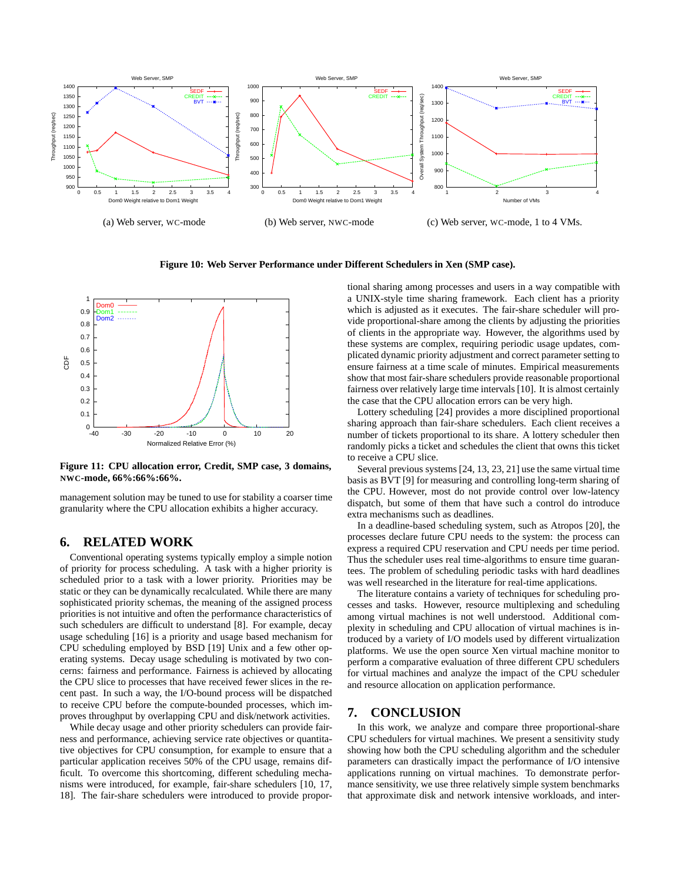Web Server, SMP

Throughput (req/sec)

1400 1350 1300 1250 1200 1150 1100 1050 1000 950 900

0 0.5 1 1.5 2 2.5 3 3.5 4

Dom0 Weight relative to Dom1 Weight

SEDF
CREDIT
BVT

(a) Web server, WC-mode

Web Server, SMP

Throughput (req/sec)

1000 900 800 700 600 500 400 300

0 0.5 1 1.5 2 2.5 3 3.5 4

Dom0 Weight relative to Dom1 Weight

SEDF
CREDIT

(b) Web server, NWC-mode

Web Server, SMP

Overall System Throughput (req/sec)

1400 1300 1200 1100 1000 900 800

1 2 3 4

Number of VMs

SEDF
CREDIT
BVT

(c) Web server, WC-mode, 1 to 4 VMs.

**Figure 10: Web Server Performance under Different Schedulers in Xen (SMP case).**

CDF

1 0.9 0.8 0.7 0.6 0.5 0.4 0.3 0.2 0.1 0

-40 -30 -20 -10 0 10 20

Normalized Relative Error (%)

Dom0
Dom1
Dom2

**Figure 11: CPU allocation error, Credit, SMP case, 3 domains, NWC-mode, 66%:66%:66%.**

management solution may be tuned to use for stability a coarser time granularity where the CPU allocation exhibits a higher accuracy.

## 6. RELATED WORK

Conventional operating systems typically employ a simple notion of priority for process scheduling. A task with a higher priority is scheduled prior to a task with a lower priority. Priorities may be static or they can be dynamically recalculated. While there are many sophisticated priority schemas, the meaning of the assigned process priorities is not intuitive and often the performance characteristics of such schedulers are difficult to understand [8]. For example, decay usage scheduling [16] is a priority and usage based mechanism for CPU scheduling employed by BSD [19] Unix and a few other operating systems. Decay usage scheduling is motivated by two concerns: fairness and performance. Fairness is achieved by allocating the CPU slice to processes that have received fewer slices in the recent past. In such a way, the I/O-bound process will be dispatched to receive CPU before the compute-bounded processes, which improves throughput by overlapping CPU and disk/network activities.

While decay usage and other priority schedulers can provide fairness and performance, achieving service rate objectives or quantitative objectives for CPU consumption, for example to ensure that a particular application receives 50% of the CPU usage, remains difficult. To overcome this shortcoming, different scheduling mechanisms were introduced, for example, fair-share schedulers [10, 17, 18]. The fair-share schedulers were introduced to provide proportional sharing among processes and users in a way compatible with a UNIX-style time sharing framework. Each client has a priority which is adjusted as it executes. The fair-share scheduler will provide proportional-share among the clients by adjusting the priorities of clients in the appropriate way. However, the algorithms used by these systems are complex, requiring periodic usage updates, complicated dynamic priority adjustment and correct parameter setting to ensure fairness at a time scale of minutes. Empirical measurements show that most fair-share schedulers provide reasonable proportional fairness over relatively large time intervals [10]. It is almost certainly the case that the CPU allocation errors can be very high.

Lottery scheduling [24] provides a more disciplined proportional sharing approach than fair-share schedulers. Each client receives a number of tickets proportional to its share. A lottery scheduler then randomly picks a ticket and schedules the client that owns this ticket to receive a CPU slice.

Several previous systems [24, 13, 23, 21] use the same virtual time basis as BVT [9] for measuring and controlling long-term sharing of the CPU. However, most do not provide control over low-latency dispatch, but some of them that have such a control do introduce extra mechanisms such as deadlines.

In a deadline-based scheduling system, such as Atropos [20], the processes declare future CPU needs to the system: the process can express a required CPU reservation and CPU needs per time period. Thus the scheduler uses real time-algorithms to ensure time guarantees. The problem of scheduling periodic tasks with hard deadlines was well researched in the literature for real-time applications.

The literature contains a variety of techniques for scheduling processes and tasks. However, resource multiplexing and scheduling among virtual machines is not well understood. Additional complexity in scheduling and CPU allocation of virtual machines is introduced by a variety of I/O models used by different virtualization platforms. We use the open source Xen virtual machine monitor to perform a comparative evaluation of three different CPU schedulers for virtual machines and analyze the impact of the CPU scheduler and resource allocation on application performance.

## 7. CONCLUSION

In this work, we analyze and compare three proportional-share CPU schedulers for virtual machines. We present a sensitivity study showing how both the CPU scheduling algorithm and the scheduler parameters can drastically impact the performance of I/O intensive applications running on virtual machines. To demonstrate performance sensitivity, we use three relatively simple system benchmarks that approximate disk and network intensive workloads, and inter-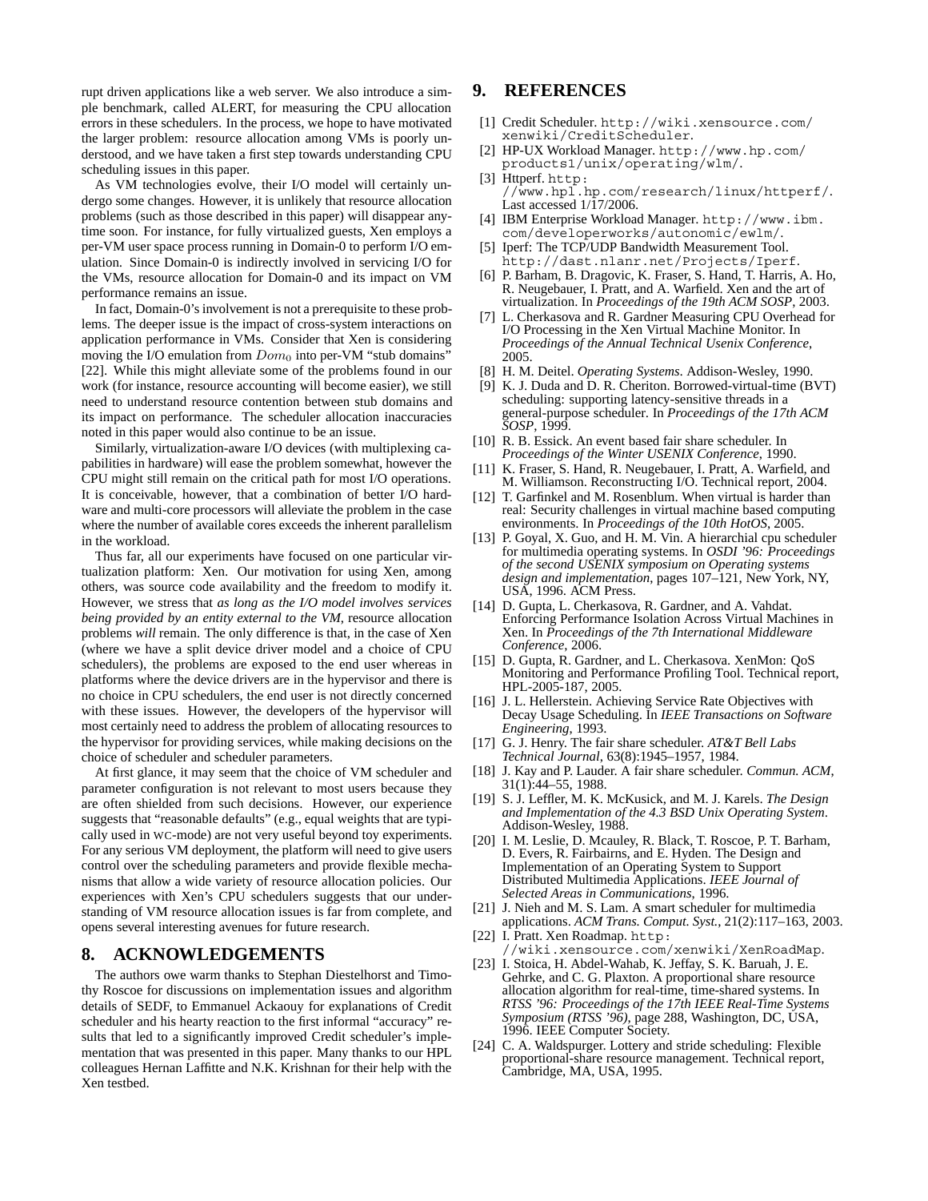rupt driven applications like a web server. We also introduce a simple benchmark, called ALERT, for measuring the CPU allocation errors in these schedulers. In the process, we hope to have motivated the larger problem: resource allocation among VMs is poorly understood, and we have taken a first step towards understanding CPU scheduling issues in this paper.

As VM technologies evolve, their I/O model will certainly undergo some changes. However, it is unlikely that resource allocation problems (such as those described in this paper) will disappear anytime soon. For instance, for fully virtualized guests, Xen employs a per-VM user space process running in Domain-0 to perform I/O emulation. Since Domain-0 is indirectly involved in servicing I/O for the VMs, resource allocation for Domain-0 and its impact on VM performance remains an issue.

In fact, Domain-0's involvement is not a prerequisite to these problems. The deeper issue is the impact of cross-system interactions on application performance in VMs. Consider that Xen is considering moving the I/O emulation from $Dom_0$ into per-VM "stub domains" [22]. While this might alleviate some of the problems found in our work (for instance, resource accounting will become easier), we still need to understand resource contention between stub domains and its impact on performance. The scheduler allocation inaccuracies noted in this paper would also continue to be an issue.

Similarly, virtualization-aware I/O devices (with multiplexing capabilities in hardware) will ease the problem somewhat, however the CPU might still remain on the critical path for most I/O operations. It is conceivable, however, that a combination of better I/O hardware and multi-core processors will alleviate the problem in the case where the number of available cores exceeds the inherent parallelism in the workload.

Thus far, all our experiments have focused on one particular virtualization platform: Xen. Our motivation for using Xen, among others, was source code availability and the freedom to modify it. However, we stress that *as long as the I/O model involves services being provided by an entity external to the VM*, resource allocation problems *will* remain. The only difference is that, in the case of Xen (where we have a split device driver model and a choice of CPU schedulers), the problems are exposed to the end user whereas in platforms where the device drivers are in the hypervisor and there is no choice in CPU schedulers, the end user is not directly concerned with these issues. However, the developers of the hypervisor will most certainly need to address the problem of allocating resources to the hypervisor for providing services, while making decisions on the choice of scheduler and scheduler parameters.

At first glance, it may seem that the choice of VM scheduler and parameter configuration is not relevant to most users because they are often shielded from such decisions. However, our experience suggests that "reasonable defaults" (e.g., equal weights that are typically used in WC-mode) are not very useful beyond toy experiments. For any serious VM deployment, the platform will need to give users control over the scheduling parameters and provide flexible mechanisms that allow a wide variety of resource allocation policies. Our experiences with Xen's CPU schedulers suggests that our understanding of VM resource allocation issues is far from complete, and opens several interesting avenues for future research.

## 8. ACKNOWLEDGEMENTS

The authors owe warm thanks to Stephan Diestelhorst and Timothy Roscoe for discussions on implementation issues and algorithm details of SEDF, to Emmanuel Ackaouy for explanations of Credit scheduler and his hearty reaction to the first informal "accuracy" results that led to a significantly improved Credit scheduler's implementation that was presented in this paper. Many thanks to our HPL colleagues Hernan Laffitte and N.K. Krishnan for their help with the Xen testbed.

## 9. REFERENCES

[1] Credit Scheduler. http://wiki.xensource.com/xenwiki/CreditScheduler.

[2] HP-UX Workload Manager. http://www.hp.com/products1/unix/operating/wlm/.

[3] Httperf. http://www.hpl.hp.com/research/linux/httperf/. Last accessed 1/17/2006.

[4] IBM Enterprise Workload Manager. http://www.ibm.com/developerworks/autonomic/ewlm/.

[5] Iperf: The TCP/UDP Bandwidth Measurement Tool. http://dast.nlanr.net/Projects/Iperf.

[6] P. Barham, B. Dragovic, K. Fraser, S. Hand, T. Harris, A. Ho, R. Neugebauer, I. Pratt, and A. Warfield. Xen and the art of virtualization. In *Proceedings of the 19th ACM SOSP*, 2003.

[7] L. Cherkasova and R. Gardner Measuring CPU Overhead for I/O Processing in the Xen Virtual Machine Monitor. In *Proceedings of the Annual Technical Usenix Conference*, 2005.

[8] H. M. Deitel. *Operating Systems*. Addison-Wesley, 1990.

[9] K. J. Duda and D. R. Cheriton. Borrowed-virtual-time (BVT) scheduling: supporting latency-sensitive threads in a general-purpose scheduler. In *Proceedings of the 17th ACM SOSP*, 1999.

[10] R. B. Essick. An event based fair share scheduler. In *Proceedings of the Winter USENIX Conference*, 1990.

[11] K. Fraser, S. Hand, R. Neugebauer, I. Pratt, A. Warfield, and M. Williamson. Reconstructing I/O. Technical report, 2004.

[12] T. Garfinkel and M. Rosenblum. When virtual is harder than real: Security challenges in virtual machine based computing environments. In *Proceedings of the 10th HotOS*, 2005.

[13] P. Goyal, X. Guo, and H. M. Vin. A hierarchial cpu scheduler for multimedia operating systems. In *OSDI '96: Proceedings of the second USENIX symposium on Operating systems design and implementation*, pages 107–121, New York, NY, USA, 1996. ACM Press.

[14] D. Gupta, L. Cherkasova, R. Gardner, and A. Vahdat. Enforcing Performance Isolation Across Virtual Machines in Xen. In *Proceedings of the 7th International Middleware Conference*, 2006.

[15] D. Gupta, R. Gardner, and L. Cherkasova. XenMon: QoS Monitoring and Performance Profiling Tool. Technical report, HPL-2005-187, 2005.

[16] J. L. Hellerstein. Achieving Service Rate Objectives with Decay Usage Scheduling. In *IEEE Transactions on Software Engineering*, 1993.

[17] G. J. Henry. The fair share scheduler. *AT&T Bell Labs Technical Journal*, 63(8):1945–1957, 1984.

[18] J. Kay and P. Lauder. A fair share scheduler. *Commun. ACM*, 31(1):44–55, 1988.

[19] S. J. Leffler, M. K. McKusick, and M. J. Karels. *The Design and Implementation of the 4.3 BSD Unix Operating System*. Addison-Wesley, 1988.

[20] I. M. Leslie, D. Mcauley, R. Black, T. Roscoe, P. T. Barham, D. Evers, R. Fairbairns, and E. Hyden. The Design and Implementation of an Operating System to Support Distributed Multimedia Applications. *IEEE Journal of Selected Areas in Communications*, 1996.

[21] J. Nieh and M. S. Lam. A smart scheduler for multimedia applications. *ACM Trans. Comput. Syst.*, 21(2):117–163, 2003.

[22] I. Pratt. Xen Roadmap. http://wiki.xensource.com/xenwiki/XenRoadMap.

[23] I. Stoica, H. Abdel-Wahab, K. Jeffay, S. K. Baruah, J. E. Gehrke, and C. G. Plaxton. A proportional share resource allocation algorithm for real-time, time-shared systems. In *RTSS '96: Proceedings of the 17th IEEE Real-Time Systems Symposium (RTSS '96)*, page 288, Washington, DC, USA, 1996. IEEE Computer Society.

[24] C. A. Waldspurger. Lottery and stride scheduling: Flexible proportional-share resource management. Technical report, Cambridge, MA, USA, 1995.